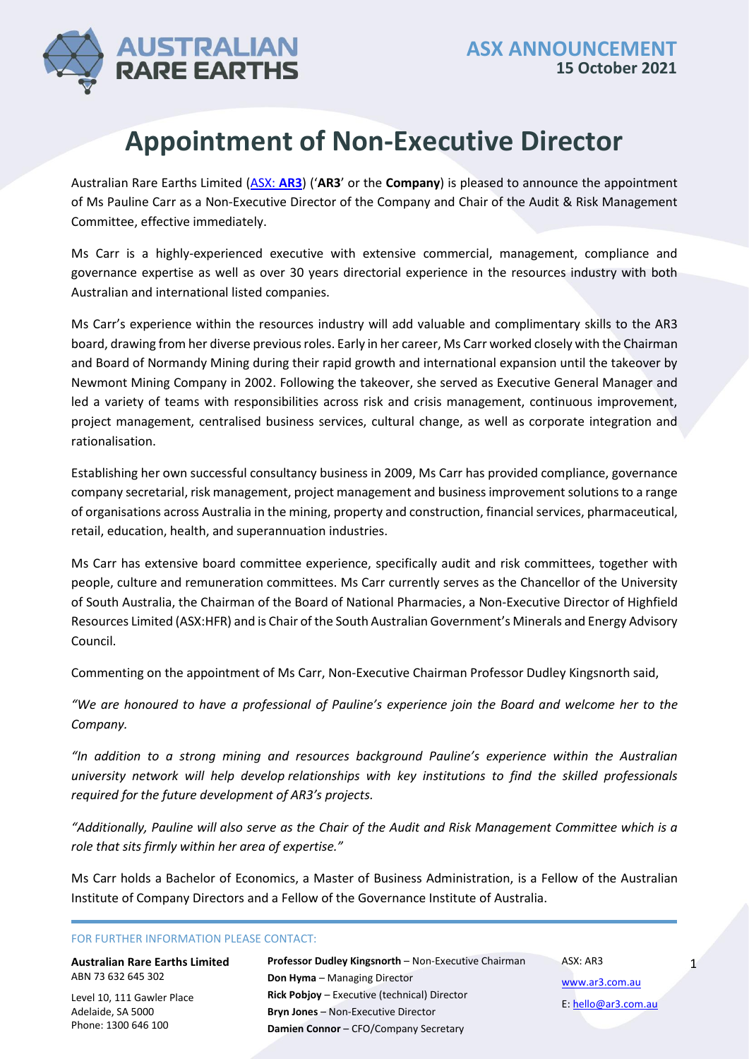ASX ANNOUNCEMENT
**15 October 2021**

# Appointment of Non-Executive Director

Australian Rare Earths Limited (ASX: **AR3**) ('**AR3**' or the **Company**) is pleased to announce the appointment of Ms Pauline Carr as a Non-Executive Director of the Company and Chair of the Audit & Risk Management Committee, effective immediately.

Ms Carr is a highly-experienced executive with extensive commercial, management, compliance and governance expertise as well as over 30 years directorial experience in the resources industry with both Australian and international listed companies.

Ms Carr's experience within the resources industry will add valuable and complimentary skills to the AR3 board, drawing from her diverse previous roles. Early in her career, Ms Carr worked closely with the Chairman and Board of Normandy Mining during their rapid growth and international expansion until the takeover by Newmont Mining Company in 2002. Following the takeover, she served as Executive General Manager and led a variety of teams with responsibilities across risk and crisis management, continuous improvement, project management, centralised business services, cultural change, as well as corporate integration and rationalisation.

Establishing her own successful consultancy business in 2009, Ms Carr has provided compliance, governance company secretarial, risk management, project management and business improvement solutions to a range of organisations across Australia in the mining, property and construction, financial services, pharmaceutical, retail, education, health, and superannuation industries.

Ms Carr has extensive board committee experience, specifically audit and risk committees, together with people, culture and remuneration committees. Ms Carr currently serves as the Chancellor of the University of South Australia, the Chairman of the Board of National Pharmacies, a Non-Executive Director of Highfield Resources Limited (ASX:HFR) and is Chair of the South Australian Government's Minerals and Energy Advisory Council.

Commenting on the appointment of Ms Carr, Non-Executive Chairman Professor Dudley Kingsnorth said,

*"We are honoured to have a professional of Pauline's experience join the Board and welcome her to the Company.*

*"In addition to a strong mining and resources background Pauline's experience within the Australian university network will help develop relationships with key institutions to find the skilled professionals required for the future development of AR3's projects.*

*"Additionally, Pauline will also serve as the Chair of the Audit and Risk Management Committee which is a role that sits firmly within her area of expertise."*

Ms Carr holds a Bachelor of Economics, a Master of Business Administration, is a Fellow of the Australian Institute of Company Directors and a Fellow of the Governance Institute of Australia.

FOR FURTHER INFORMATION PLEASE CONTACT:

**Australian Rare Earths Limited**
ABN 73 632 645 302

Level 10, 111 Gawler Place
Adelaide, SA 5000
Phone: 1300 646 100

**Professor Dudley Kingsnorth** – Non-Executive Chairman
**Don Hyma** – Managing Director
**Rick Pobjoy** – Executive (technical) Director
**Bryn Jones** – Non-Executive Director
**Damien Connor** – CFO/Company Secretary

ASX: AR3
www.ar3.com.au
E: hello@ar3.com.au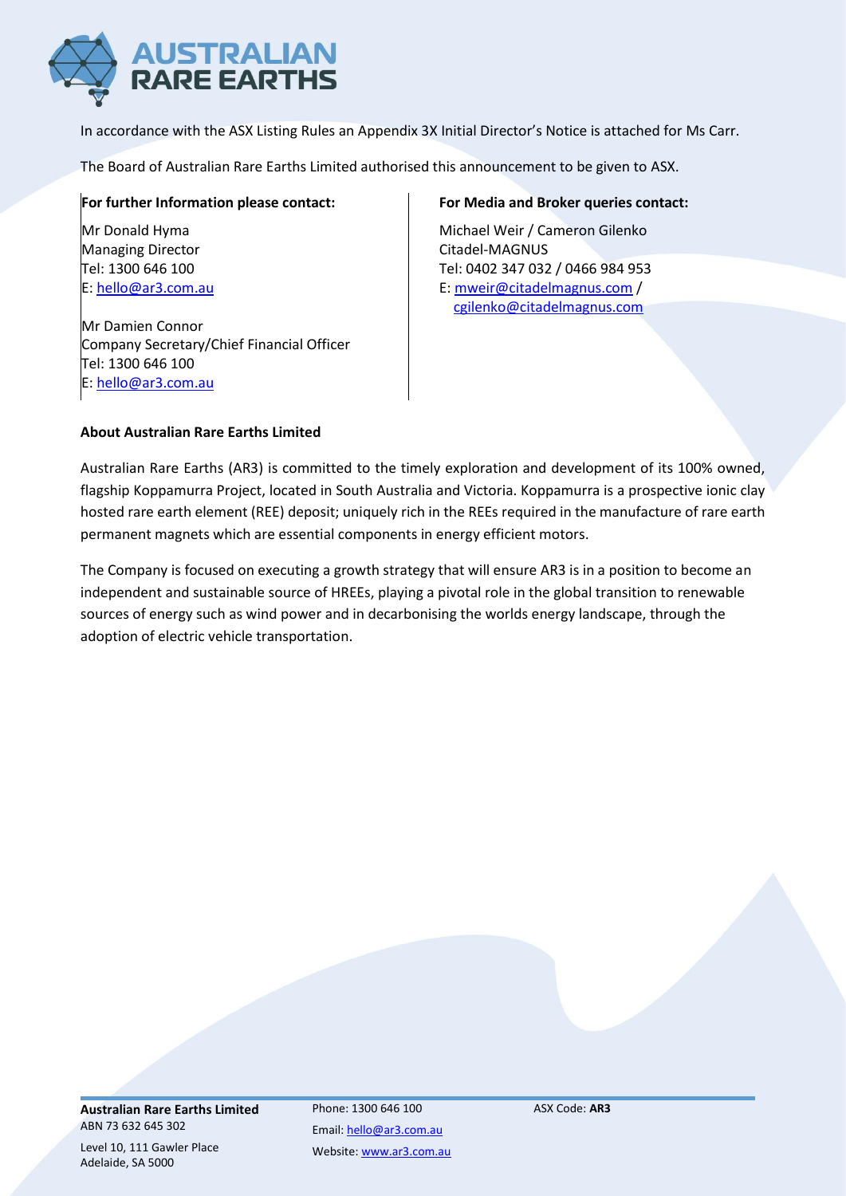In accordance with the ASX Listing Rules an Appendix 3X Initial Director's Notice is attached for Ms Carr.

The Board of Australian Rare Earths Limited authorised this announcement to be given to ASX.

**For further Information please contact:**

Mr Donald Hyma
Managing Director
Tel: 1300 646 100
E: hello@ar3.com.au

Mr Damien Connor
Company Secretary/Chief Financial Officer
Tel: 1300 646 100
E: hello@ar3.com.au

**For Media and Broker queries contact:**

Michael Weir / Cameron Gilenko
Citadel-MAGNUS
Tel: 0402 347 032 / 0466 984 953
E: mweir@citadelmagnus.com / cgilenko@citadelmagnus.com

**About Australian Rare Earths Limited**

Australian Rare Earths (AR3) is committed to the timely exploration and development of its 100% owned, flagship Koppamurra Project, located in South Australia and Victoria. Koppamurra is a prospective ionic clay hosted rare earth element (REE) deposit; uniquely rich in the REEs required in the manufacture of rare earth permanent magnets which are essential components in energy efficient motors.

The Company is focused on executing a growth strategy that will ensure AR3 is in a position to become an independent and sustainable source of HREEs, playing a pivotal role in the global transition to renewable sources of energy such as wind power and in decarbonising the worlds energy landscape, through the adoption of electric vehicle transportation.

**Australian Rare Earths Limited**
ABN 73 632 645 302
Level 10, 111 Gawler Place
Adelaide, SA 5000

Phone: 1300 646 100
Email: hello@ar3.com.au
Website: www.ar3.com.au

ASX Code: **AR3**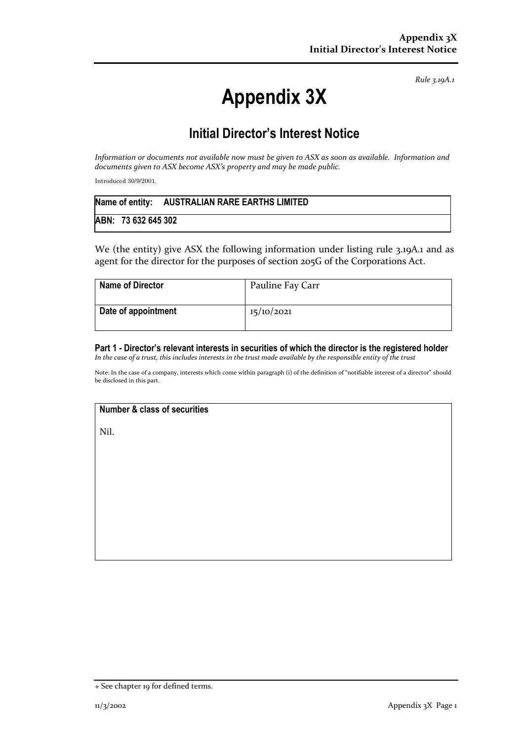*Rule 3.19A.1*

# Appendix 3X

## Initial Director's Interest Notice

*Information or documents not available now must be given to ASX as soon as available. Information and documents given to ASX become ASX's property and may be made public.*

Introduced 30/9/2001.

| **Name of entity:** | **AUSTRALIAN RARE EARTHS LIMITED** |
| --- | --- |
| **ABN:** | **73 632 645 302** |

We (the entity) give ASX the following information under listing rule 3.19A.1 and as agent for the director for the purposes of section 205G of the Corporations Act.

| **Name of Director** | Pauline Fay Carr |
| --- | --- |
| **Date of appointment** | 15/10/2021 |

### Part 1 - Director's relevant interests in securities of which the director is the registered holder

*In the case of a trust, this includes interests in the trust made available by the responsible entity of the trust*

Note: In the case of a company, interests which come within paragraph (i) of the definition of "notifiable interest of a director" should be disclosed in this part.

| **Number & class of securities** |
| --- |
| Nil. |

+ See chapter 19 for defined terms.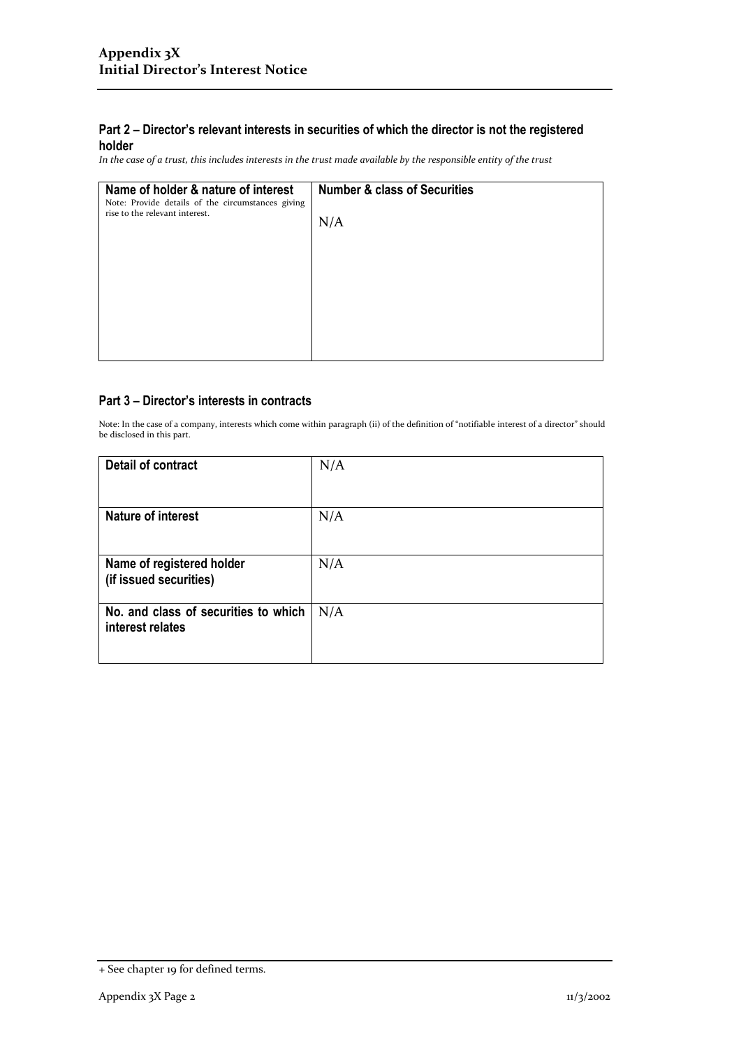## Part 2 – Director's relevant interests in securities of which the director is not the registered holder

*In the case of a trust, this includes interests in the trust made available by the responsible entity of the trust*

| Name of holder & nature of interest<br>Note: Provide details of the circumstances giving rise to the relevant interest. | Number & class of Securities |
| --- | --- |
| | N/A |

## Part 3 – Director's interests in contracts

Note: In the case of a company, interests which come within paragraph (ii) of the definition of "notifiable interest of a director" should be disclosed in this part.

| | |
| --- | --- |
| **Detail of contract** | N/A |
| **Nature of interest** | N/A |
| **Name of registered holder (if issued securities)** | N/A |
| **No. and class of securities to which interest relates** | N/A |

+ See chapter 19 for defined terms.